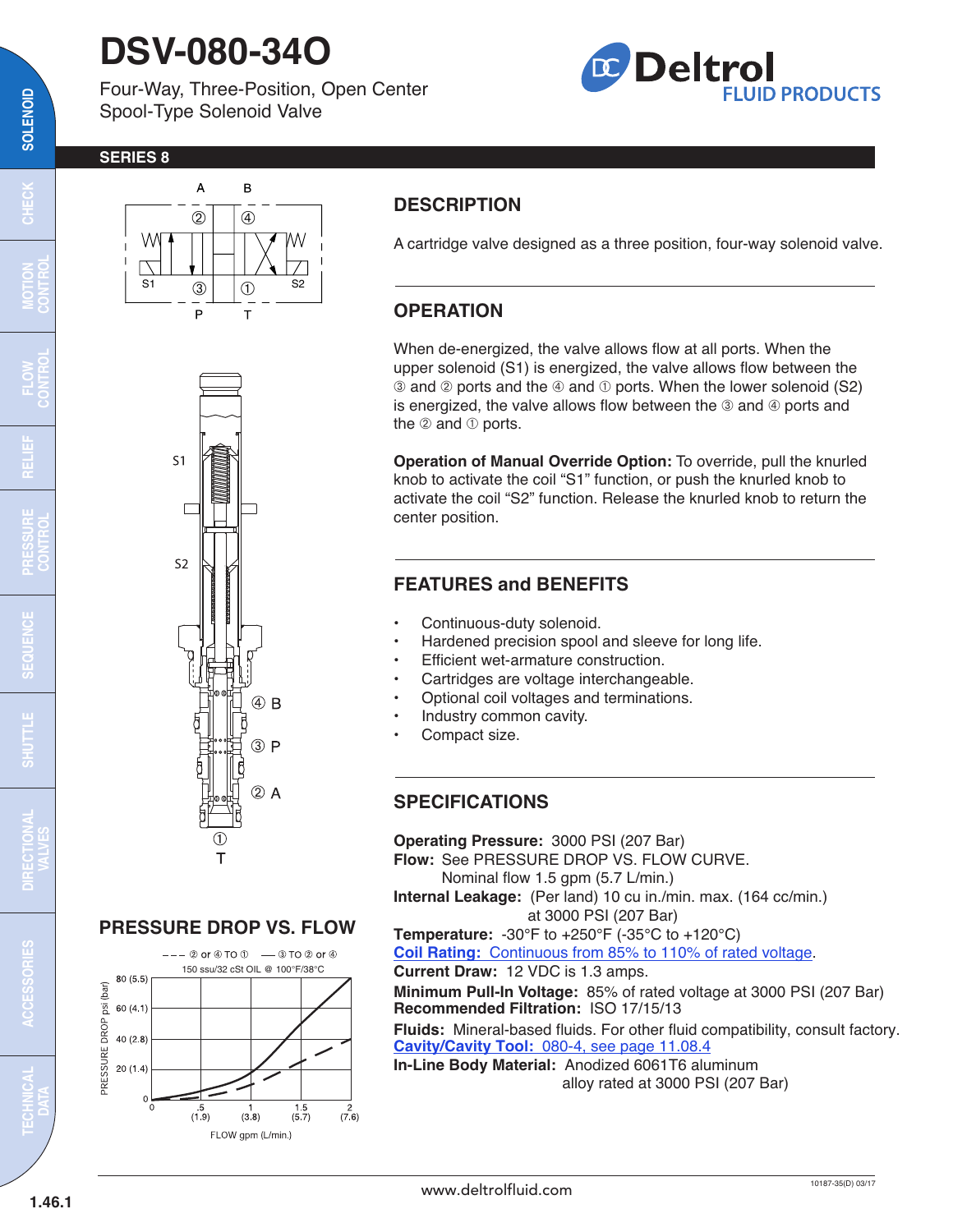# DSV-080-34O

Four-Way, Three-Position, Open Center Spool-Type Solenoid Valve

**SERIES 8**

## DESCRIPTION

A cartridge valve designed as a three position, four-way solenoid valve.

## OPERATION

When de-energized, the valve allows flow at all ports. When the upper solenoid (S1) is energized, the valve allows flow between the ③ and ② ports and the ④ and ① ports. When the lower solenoid (S2) is energized, the valve allows flow between the ③ and ④ ports and the ② and ① ports.

**Operation of Manual Override Option:** To override, pull the knurled knob to activate the coil "S1" function, or push the knurled knob to activate the coil "S2" function. Release the knurled knob to return the center position.

## FEATURES and BENEFITS

- Continuous-duty solenoid.
- Hardened precision spool and sleeve for long life.
- Efficient wet-armature construction.
- Cartridges are voltage interchangeable.
- Optional coil voltages and terminations.
- Industry common cavity.
- Compact size.

## SPECIFICATIONS

**Operating Pressure:** 3000 PSI (207 Bar)
**Flow:** See PRESSURE DROP VS. FLOW CURVE.
Nominal flow 1.5 gpm (5.7 L/min.)
**Internal Leakage:** (Per land) 10 cu in./min. max. (164 cc/min.) at 3000 PSI (207 Bar)
**Temperature:** -30°F to +250°F (-35°C to +120°C)
**Coil Rating:** Continuous from 85% to 110% of rated voltage.
**Current Draw:** 12 VDC is 1.3 amps.
**Minimum Pull-In Voltage:** 85% of rated voltage at 3000 PSI (207 Bar)
**Recommended Filtration:** ISO 17/15/13
**Fluids:** Mineral-based fluids. For other fluid compatibility, consult factory.
**Cavity/Cavity Tool:** 080-4, see page 11.08.4
**In-Line Body Material:** Anodized 6061T6 aluminum alloy rated at 3000 PSI (207 Bar)

## PRESSURE DROP VS. FLOW

– – – ② or ④ TO ①  — ③ TO ② or ④
150 ssu/32 cSt OIL @ 100°F/38°C

PRESSURE DROP psi (bar): 0, 20 (1.4), 40 (2.8), 60 (4.1), 80 (5.5)
FLOW gpm (L/min.): 0, .5 (1.9), 1 (3.8), 1.5 (5.7), 2 (7.6)

www.deltrolfluid.com

10187-35(D) 03/17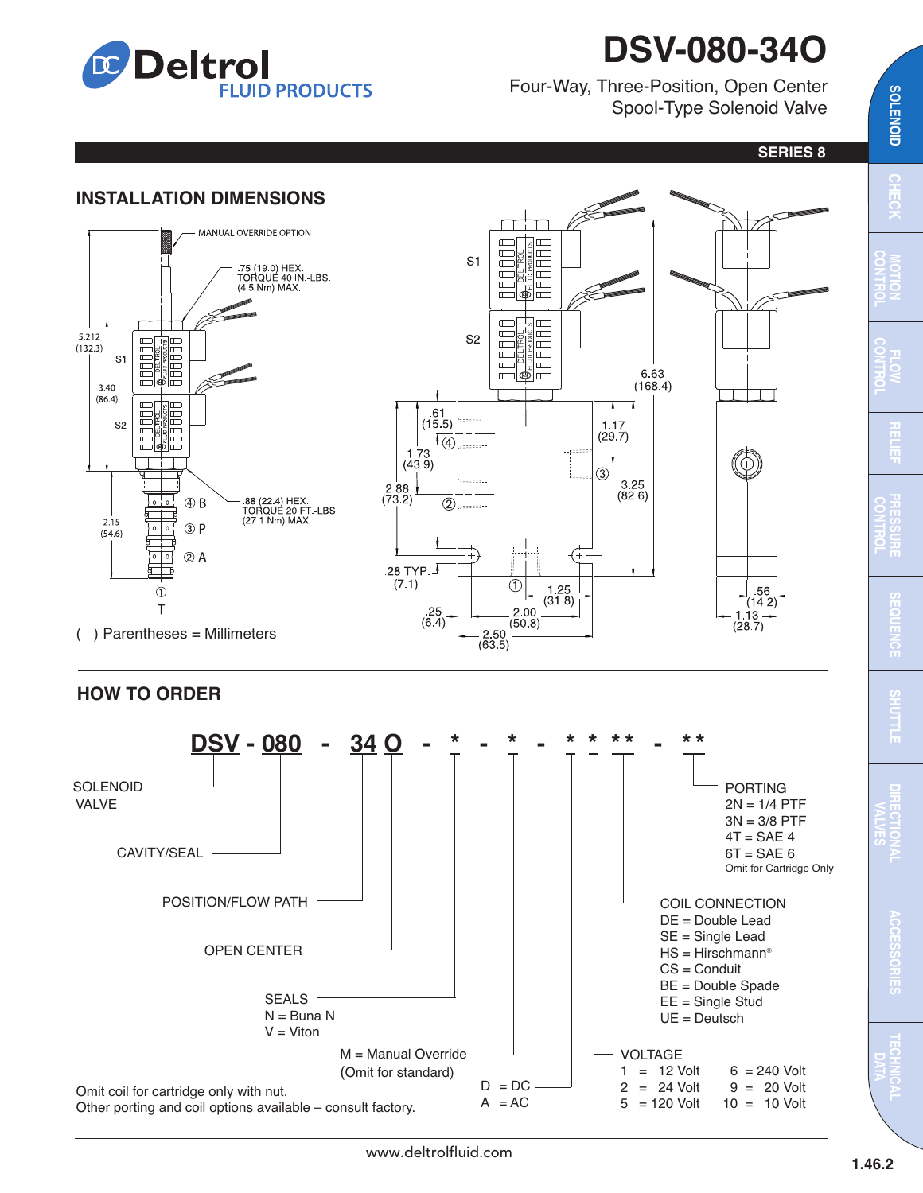# DSV-080-34O

Four-Way, Three-Position, Open Center Spool-Type Solenoid Valve

**SERIES 8**

## INSTALLATION DIMENSIONS

MANUAL OVERRIDE OPTION

.75 (19.0) HEX. TORQUE 40 IN.-LBS. (4.5 Nm) MAX.

.88 (22.4) HEX. TORQUE 20 FT.-LBS. (27.1 Nm) MAX.

5.212 (132.3)

3.40 (86.4)

2.15 (54.6)

S1

S2

④ B

③ P

② A

① T

.61 (15.5)

1.73 (43.9)

2.88 (73.2)

.28 TYP. (7.1)

.25 (6.4)

2.00 (50.8)

2.50 (63.5)

1.25 (31.8)

1.17 (29.7)

3.25 (82.6)

6.63 (168.4)

.56 (14.2)

1.13 (28.7)

( ) Parentheses = Millimeters

## HOW TO ORDER

**DSV - 080 - 34 O - * - * - * * ** - ****

SOLENOID VALVE

CAVITY/SEAL

POSITION/FLOW PATH

OPEN CENTER

SEALS
- N = Buna N
- V = Viton

M = Manual Override
(Omit for standard)

D = DC
A = AC

VOLTAGE

| | | | |
|---|---|---|---|
| 1 = | 12 Volt | 6 = | 240 Volt |
| 2 = | 24 Volt | 9 = | 20 Volt |
| 5 = | 120 Volt | 10 = | 10 Volt |

COIL CONNECTION
- DE = Double Lead
- SE = Single Lead
- HS = Hirschmann®
- CS = Conduit
- BE = Double Spade
- EE = Single Stud
- UE = Deutsch

PORTING
- 2N = 1/4 PTF
- 3N = 3/8 PTF
- 4T = SAE 4
- 6T = SAE 6

Omit for Cartridge Only

Omit coil for cartridge only with nut.
Other porting and coil options available – consult factory.

www.deltrolfluid.com